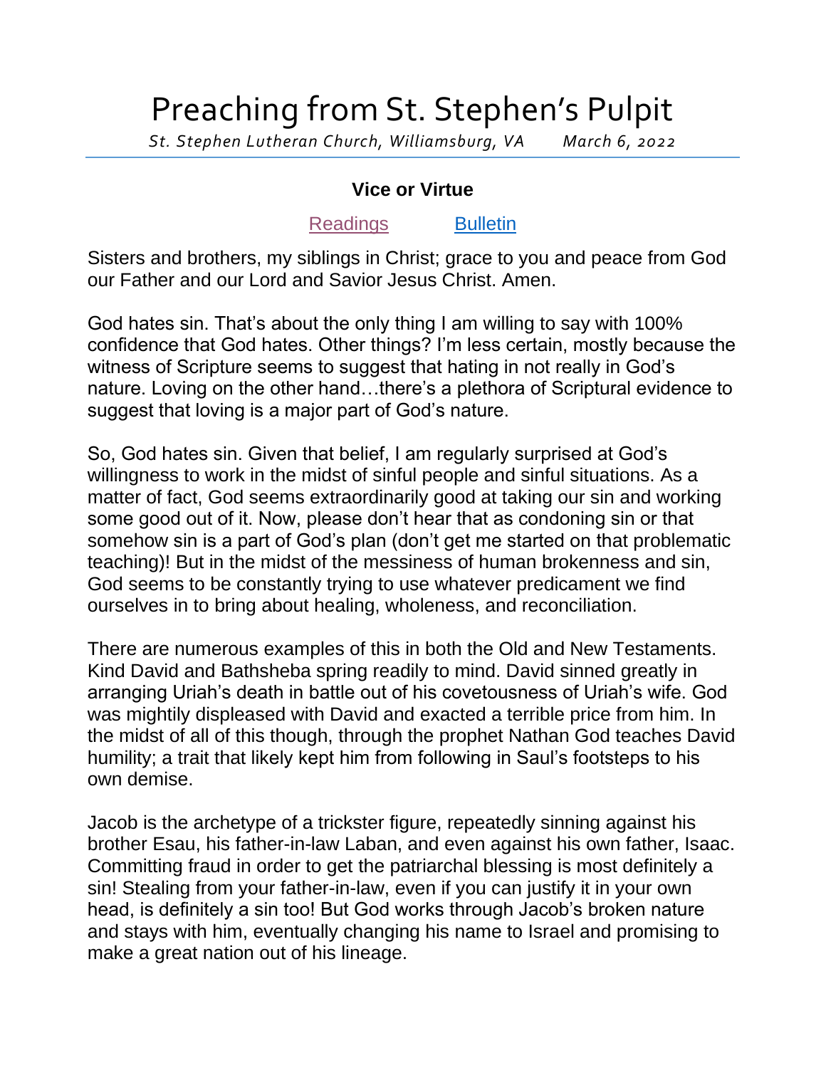# Preaching from St. Stephen's Pulpit

*St. Stephen Lutheran Church, Williamsburg, VA March 6, 2022*

### Vice or Virtue

Readings Bulletin

Sisters and brothers, my siblings in Christ; grace to you and peace from God our Father and our Lord and Savior Jesus Christ. Amen.

God hates sin. That's about the only thing I am willing to say with 100% confidence that God hates. Other things? I'm less certain, mostly because the witness of Scripture seems to suggest that hating in not really in God's nature. Loving on the other hand…there's a plethora of Scriptural evidence to suggest that loving is a major part of God's nature.

So, God hates sin. Given that belief, I am regularly surprised at God's willingness to work in the midst of sinful people and sinful situations. As a matter of fact, God seems extraordinarily good at taking our sin and working some good out of it. Now, please don't hear that as condoning sin or that somehow sin is a part of God's plan (don't get me started on that problematic teaching)! But in the midst of the messiness of human brokenness and sin, God seems to be constantly trying to use whatever predicament we find ourselves in to bring about healing, wholeness, and reconciliation.

There are numerous examples of this in both the Old and New Testaments. Kind David and Bathsheba spring readily to mind. David sinned greatly in arranging Uriah's death in battle out of his covetousness of Uriah's wife. God was mightily displeased with David and exacted a terrible price from him. In the midst of all of this though, through the prophet Nathan God teaches David humility; a trait that likely kept him from following in Saul's footsteps to his own demise.

Jacob is the archetype of a trickster figure, repeatedly sinning against his brother Esau, his father-in-law Laban, and even against his own father, Isaac. Committing fraud in order to get the patriarchal blessing is most definitely a sin! Stealing from your father-in-law, even if you can justify it in your own head, is definitely a sin too! But God works through Jacob's broken nature and stays with him, eventually changing his name to Israel and promising to make a great nation out of his lineage.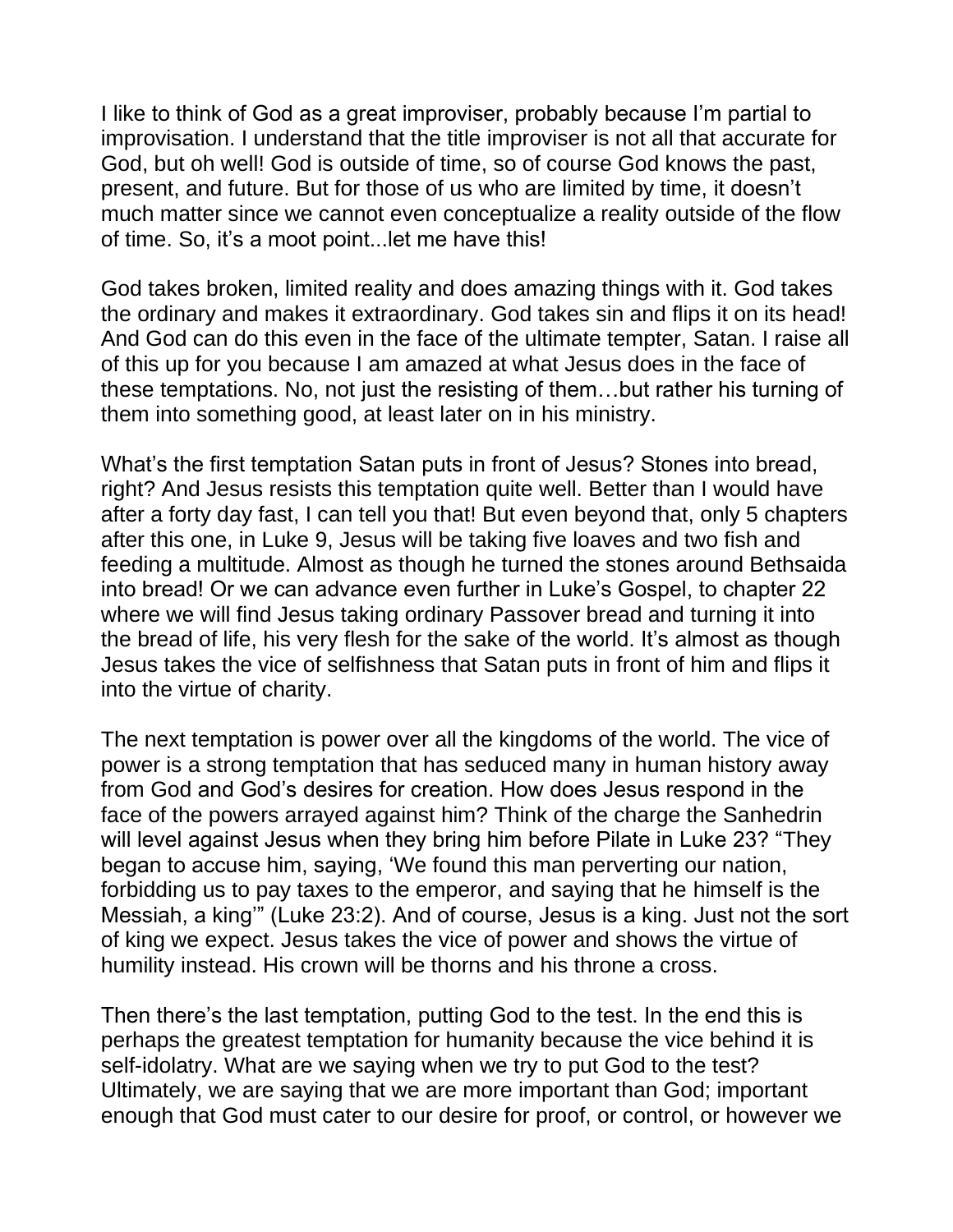I like to think of God as a great improviser, probably because I'm partial to improvisation. I understand that the title improviser is not all that accurate for God, but oh well! God is outside of time, so of course God knows the past, present, and future. But for those of us who are limited by time, it doesn't much matter since we cannot even conceptualize a reality outside of the flow of time. So, it's a moot point...let me have this!

God takes broken, limited reality and does amazing things with it. God takes the ordinary and makes it extraordinary. God takes sin and flips it on its head! And God can do this even in the face of the ultimate tempter, Satan. I raise all of this up for you because I am amazed at what Jesus does in the face of these temptations. No, not just the resisting of them…but rather his turning of them into something good, at least later on in his ministry.

What's the first temptation Satan puts in front of Jesus? Stones into bread, right? And Jesus resists this temptation quite well. Better than I would have after a forty day fast, I can tell you that! But even beyond that, only 5 chapters after this one, in Luke 9, Jesus will be taking five loaves and two fish and feeding a multitude. Almost as though he turned the stones around Bethsaida into bread! Or we can advance even further in Luke's Gospel, to chapter 22 where we will find Jesus taking ordinary Passover bread and turning it into the bread of life, his very flesh for the sake of the world. It's almost as though Jesus takes the vice of selfishness that Satan puts in front of him and flips it into the virtue of charity.

The next temptation is power over all the kingdoms of the world. The vice of power is a strong temptation that has seduced many in human history away from God and God's desires for creation. How does Jesus respond in the face of the powers arrayed against him? Think of the charge the Sanhedrin will level against Jesus when they bring him before Pilate in Luke 23? "They began to accuse him, saying, 'We found this man perverting our nation, forbidding us to pay taxes to the emperor, and saying that he himself is the Messiah, a king'" (Luke 23:2). And of course, Jesus is a king. Just not the sort of king we expect. Jesus takes the vice of power and shows the virtue of humility instead. His crown will be thorns and his throne a cross.

Then there's the last temptation, putting God to the test. In the end this is perhaps the greatest temptation for humanity because the vice behind it is self-idolatry. What are we saying when we try to put God to the test? Ultimately, we are saying that we are more important than God; important enough that God must cater to our desire for proof, or control, or however we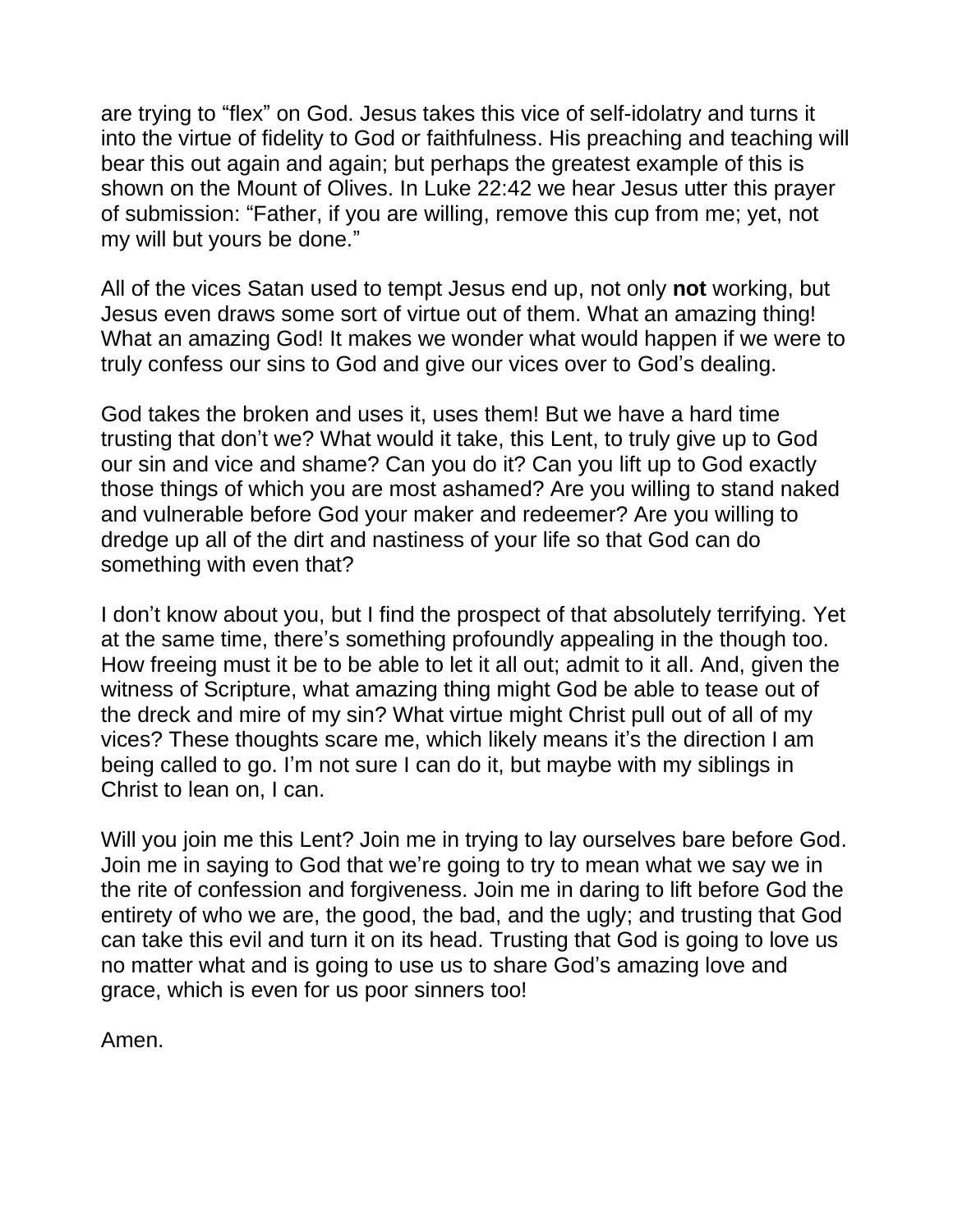are trying to "flex" on God. Jesus takes this vice of self-idolatry and turns it into the virtue of fidelity to God or faithfulness. His preaching and teaching will bear this out again and again; but perhaps the greatest example of this is shown on the Mount of Olives. In Luke 22:42 we hear Jesus utter this prayer of submission: "Father, if you are willing, remove this cup from me; yet, not my will but yours be done."

All of the vices Satan used to tempt Jesus end up, not only **not** working, but Jesus even draws some sort of virtue out of them. What an amazing thing! What an amazing God! It makes we wonder what would happen if we were to truly confess our sins to God and give our vices over to God's dealing.

God takes the broken and uses it, uses them! But we have a hard time trusting that don't we? What would it take, this Lent, to truly give up to God our sin and vice and shame? Can you do it? Can you lift up to God exactly those things of which you are most ashamed? Are you willing to stand naked and vulnerable before God your maker and redeemer? Are you willing to dredge up all of the dirt and nastiness of your life so that God can do something with even that?

I don't know about you, but I find the prospect of that absolutely terrifying. Yet at the same time, there's something profoundly appealing in the though too. How freeing must it be to be able to let it all out; admit to it all. And, given the witness of Scripture, what amazing thing might God be able to tease out of the dreck and mire of my sin? What virtue might Christ pull out of all of my vices? These thoughts scare me, which likely means it's the direction I am being called to go. I'm not sure I can do it, but maybe with my siblings in Christ to lean on, I can.

Will you join me this Lent? Join me in trying to lay ourselves bare before God. Join me in saying to God that we're going to try to mean what we say we in the rite of confession and forgiveness. Join me in daring to lift before God the entirety of who we are, the good, the bad, and the ugly; and trusting that God can take this evil and turn it on its head. Trusting that God is going to love us no matter what and is going to use us to share God's amazing love and grace, which is even for us poor sinners too!

Amen.